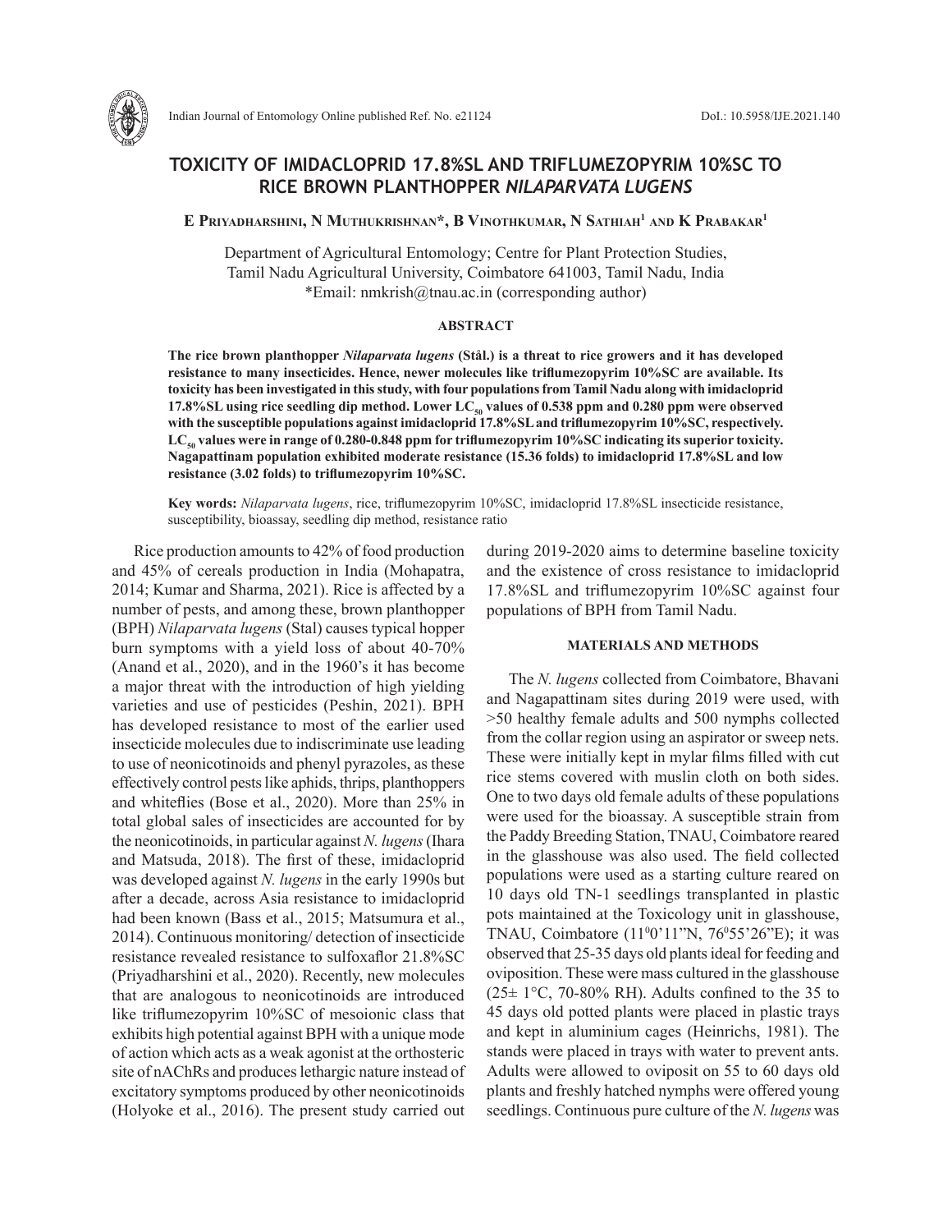# TOXICITY OF IMIDACLOPRID 17.8%SL AND TRIFLUMEZOPYRIM 10%SC TO RICE BROWN PLANTHOPPER *NILAPARVATA LUGENS*

**E Priyadharshini, N Muthukrishnan\*, B Vinothkumar, N Sathiah[1] and K Prabakar[1]**

Department of Agricultural Entomology; Centre for Plant Protection Studies,
Tamil Nadu Agricultural University, Coimbatore 641003, Tamil Nadu, India
\*Email: nmkrish@tnau.ac.in (corresponding author)

## ABSTRACT

**The rice brown planthopper *Nilaparvata lugens* (Stål.) is a threat to rice growers and it has developed resistance to many insecticides. Hence, newer molecules like triflumezopyrim 10%SC are available. Its toxicity has been investigated in this study, with four populations from Tamil Nadu along with imidacloprid 17.8%SL using rice seedling dip method. Lower $LC_{50}$ values of 0.538 ppm and 0.280 ppm were observed with the susceptible populations against imidacloprid 17.8%SL and triflumezopyrim 10%SC, respectively. $LC_{50}$ values were in range of 0.280-0.848 ppm for triflumezopyrim 10%SC indicating its superior toxicity. Nagapattinam population exhibited moderate resistance (15.36 folds) to imidacloprid 17.8%SL and low resistance (3.02 folds) to triflumezopyrim 10%SC.**

**Key words:** *Nilaparvata lugens*, rice, triflumezopyrim 10%SC, imidacloprid 17.8%SL insecticide resistance, susceptibility, bioassay, seedling dip method, resistance ratio

Rice production amounts to 42% of food production and 45% of cereals production in India (Mohapatra, 2014; Kumar and Sharma, 2021). Rice is affected by a number of pests, and among these, brown planthopper (BPH) *Nilaparvata lugens* (Stal) causes typical hopper burn symptoms with a yield loss of about 40-70% (Anand et al., 2020), and in the 1960's it has become a major threat with the introduction of high yielding varieties and use of pesticides (Peshin, 2021). BPH has developed resistance to most of the earlier used insecticide molecules due to indiscriminate use leading to use of neonicotinoids and phenyl pyrazoles, as these effectively control pests like aphids, thrips, planthoppers and whiteflies (Bose et al., 2020). More than 25% in total global sales of insecticides are accounted for by the neonicotinoids, in particular against *N. lugens* (Ihara and Matsuda, 2018). The first of these, imidacloprid was developed against *N. lugens* in the early 1990s but after a decade, across Asia resistance to imidacloprid had been known (Bass et al., 2015; Matsumura et al., 2014). Continuous monitoring/ detection of insecticide resistance revealed resistance to sulfoxaflor 21.8%SC (Priyadharshini et al., 2020). Recently, new molecules that are analogous to neonicotinoids are introduced like triflumezopyrim 10%SC of mesoionic class that exhibits high potential against BPH with a unique mode of action which acts as a weak agonist at the orthosteric site of nAChRs and produces lethargic nature instead of excitatory symptoms produced by other neonicotinoids (Holyoke et al., 2016). The present study carried out during 2019-2020 aims to determine baseline toxicity and the existence of cross resistance to imidacloprid 17.8%SL and triflumezopyrim 10%SC against four populations of BPH from Tamil Nadu.

## MATERIALS AND METHODS

The *N. lugens* collected from Coimbatore, Bhavani and Nagapattinam sites during 2019 were used, with >50 healthy female adults and 500 nymphs collected from the collar region using an aspirator or sweep nets. These were initially kept in mylar films filled with cut rice stems covered with muslin cloth on both sides. One to two days old female adults of these populations were used for the bioassay. A susceptible strain from the Paddy Breeding Station, TNAU, Coimbatore reared in the glasshouse was also used. The field collected populations were used as a starting culture reared on 10 days old TN-1 seedlings transplanted in plastic pots maintained at the Toxicology unit in glasshouse, TNAU, Coimbatore (11$^0$0'11"N, 76$^0$55'26"E); it was observed that 25-35 days old plants ideal for feeding and oviposition. These were mass cultured in the glasshouse (25± 1°C, 70-80% RH). Adults confined to the 35 to 45 days old potted plants were placed in plastic trays and kept in aluminium cages (Heinrichs, 1981). The stands were placed in trays with water to prevent ants. Adults were allowed to oviposit on 55 to 60 days old plants and freshly hatched nymphs were offered young seedlings. Continuous pure culture of the *N. lugens* was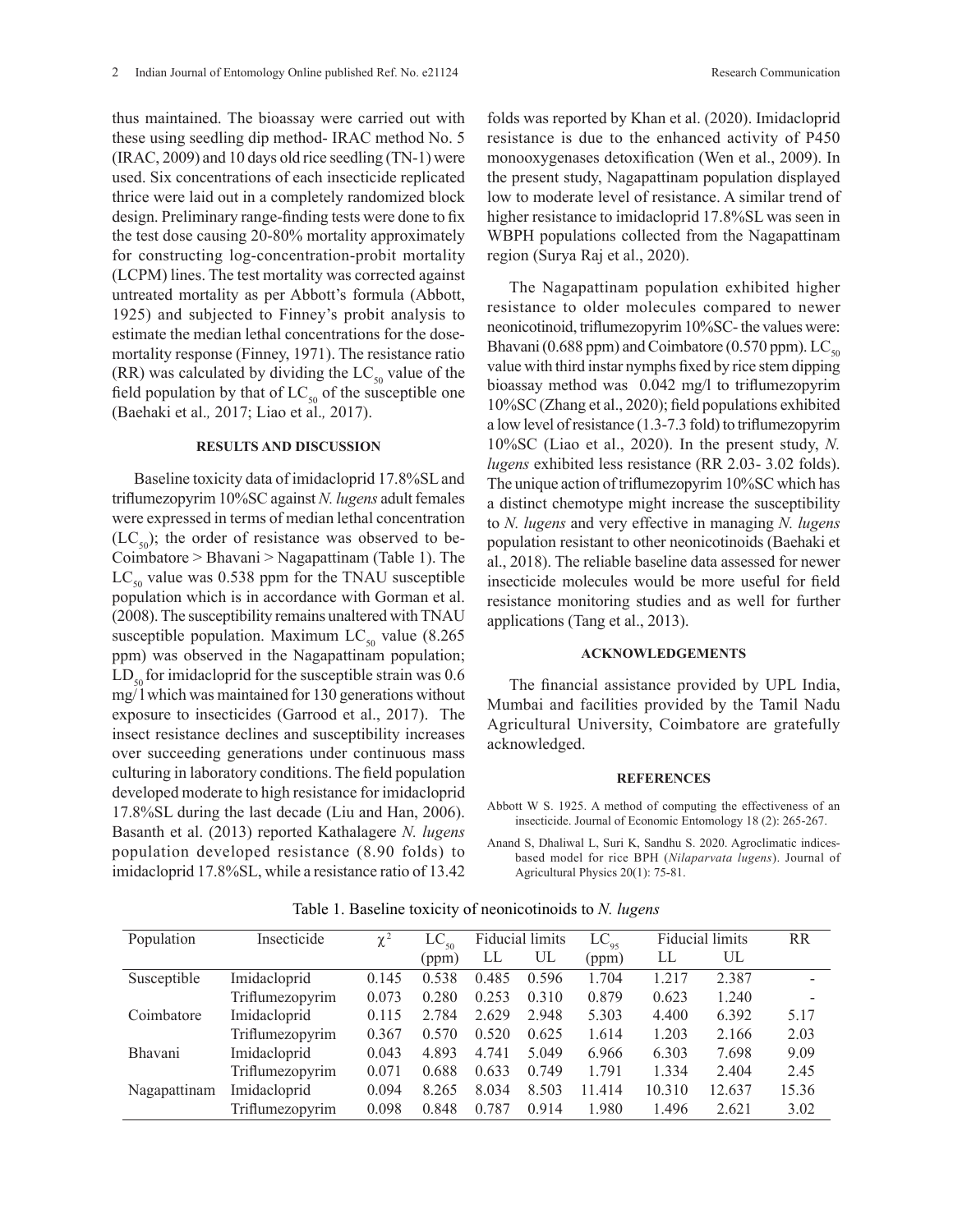thus maintained. The bioassay were carried out with these using seedling dip method- IRAC method No. 5 (IRAC, 2009) and 10 days old rice seedling (TN-1) were used. Six concentrations of each insecticide replicated thrice were laid out in a completely randomized block design. Preliminary range-finding tests were done to fix the test dose causing 20-80% mortality approximately for constructing log-concentration-probit mortality (LCPM) lines. The test mortality was corrected against untreated mortality as per Abbott's formula (Abbott, 1925) and subjected to Finney's probit analysis to estimate the median lethal concentrations for the dose-mortality response (Finney, 1971). The resistance ratio (RR) was calculated by dividing the $LC_{50}$ value of the field population by that of $LC_{50}$ of the susceptible one (Baehaki et al., 2017; Liao et al., 2017).

## RESULTS AND DISCUSSION

Baseline toxicity data of imidacloprid 17.8%SL and triflumezopyrim 10%SC against *N. lugens* adult females were expressed in terms of median lethal concentration ($LC_{50}$); the order of resistance was observed to be- Coimbatore > Bhavani > Nagapattinam (Table 1). The $LC_{50}$ value was 0.538 ppm for the TNAU susceptible population which is in accordance with Gorman et al. (2008). The susceptibility remains unaltered with TNAU susceptible population. Maximum $LC_{50}$ value (8.265 ppm) was observed in the Nagapattinam population; $LD_{50}$ for imidacloprid for the susceptible strain was 0.6 mg/ l which was maintained for 130 generations without exposure to insecticides (Garrood et al., 2017). The insect resistance declines and susceptibility increases over succeeding generations under continuous mass culturing in laboratory conditions. The field population developed moderate to high resistance for imidacloprid 17.8%SL during the last decade (Liu and Han, 2006). Basanth et al. (2013) reported Kathalagere *N. lugens* population developed resistance (8.90 folds) to imidacloprid 17.8%SL, while a resistance ratio of 13.42 folds was reported by Khan et al. (2020). Imidacloprid resistance is due to the enhanced activity of P450 monooxygenases detoxification (Wen et al., 2009). In the present study, Nagapattinam population displayed low to moderate level of resistance. A similar trend of higher resistance to imidacloprid 17.8%SL was seen in WBPH populations collected from the Nagapattinam region (Surya Raj et al., 2020).

The Nagapattinam population exhibited higher resistance to older molecules compared to newer neonicotinoid, triflumezopyrim 10%SC- the values were: Bhavani (0.688 ppm) and Coimbatore (0.570 ppm). $LC_{50}$ value with third instar nymphs fixed by rice stem dipping bioassay method was 0.042 mg/l to triflumezopyrim 10%SC (Zhang et al., 2020); field populations exhibited a low level of resistance (1.3-7.3 fold) to triflumezopyrim 10%SC (Liao et al., 2020). In the present study, *N. lugens* exhibited less resistance (RR 2.03- 3.02 folds). The unique action of triflumezopyrim 10%SC which has a distinct chemotype might increase the susceptibility to *N. lugens* and very effective in managing *N. lugens* population resistant to other neonicotinoids (Baehaki et al., 2018). The reliable baseline data assessed for newer insecticide molecules would be more useful for field resistance monitoring studies and as well for further applications (Tang et al., 2013).

## ACKNOWLEDGEMENTS

The financial assistance provided by UPL India, Mumbai and facilities provided by the Tamil Nadu Agricultural University, Coimbatore are gratefully acknowledged.

## REFERENCES

Abbott W S. 1925. A method of computing the effectiveness of an insecticide. Journal of Economic Entomology 18 (2): 265-267.

Anand S, Dhaliwal L, Suri K, Sandhu S. 2020. Agroclimatic indices-based model for rice BPH (*Nilaparvata lugens*). Journal of Agricultural Physics 20(1): 75-81.

Table 1. Baseline toxicity of neonicotinoids to *N. lugens*

| Population | Insecticide | $\chi^2$ | $LC_{50}$ (ppm) | Fiducial limits | | $LC_{95}$ (ppm) | Fiducial limits | | RR |
|---|---|---|---|---|---|---|---|---|---|
| | | | | LL | UL | | LL | UL | |
| Susceptible | Imidacloprid | 0.145 | 0.538 | 0.485 | 0.596 | 1.704 | 1.217 | 2.387 | - |
| | Triflumezopyrim | 0.073 | 0.280 | 0.253 | 0.310 | 0.879 | 0.623 | 1.240 | - |
| Coimbatore | Imidacloprid | 0.115 | 2.784 | 2.629 | 2.948 | 5.303 | 4.400 | 6.392 | 5.17 |
| | Triflumezopyrim | 0.367 | 0.570 | 0.520 | 0.625 | 1.614 | 1.203 | 2.166 | 2.03 |
| Bhavani | Imidacloprid | 0.043 | 4.893 | 4.741 | 5.049 | 6.966 | 6.303 | 7.698 | 9.09 |
| | Triflumezopyrim | 0.071 | 0.688 | 0.633 | 0.749 | 1.791 | 1.334 | 2.404 | 2.45 |
| Nagapattinam | Imidacloprid | 0.094 | 8.265 | 8.034 | 8.503 | 11.414 | 10.310 | 12.637 | 15.36 |
| | Triflumezopyrim | 0.098 | 0.848 | 0.787 | 0.914 | 1.980 | 1.496 | 2.621 | 3.02 |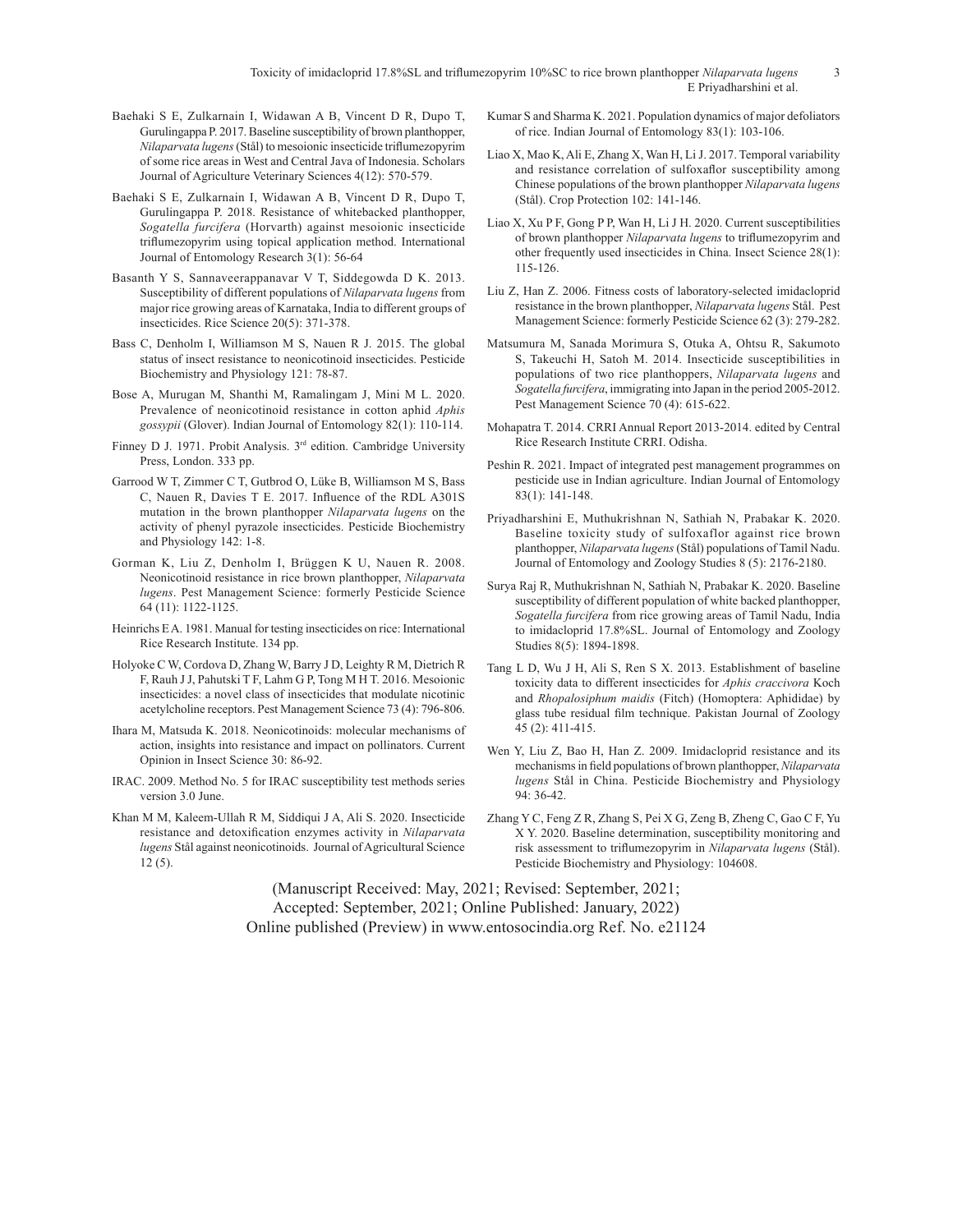Baehaki S E, Zulkarnain I, Widawan A B, Vincent D R, Dupo T, Gurulingappa P. 2017. Baseline susceptibility of brown planthopper, *Nilaparvata lugens* (Stål) to mesoionic insecticide triflumezopyrim of some rice areas in West and Central Java of Indonesia. Scholars Journal of Agriculture Veterinary Sciences 4(12): 570-579.

Baehaki S E, Zulkarnain I, Widawan A B, Vincent D R, Dupo T, Gurulingappa P. 2018. Resistance of whitebacked planthopper, *Sogatella furcifera* (Horvarth) against mesoionic insecticide triflumezopyrim using topical application method. International Journal of Entomology Research 3(1): 56-64

Basanth Y S, Sannaveerappanavar V T, Siddegowda D K. 2013. Susceptibility of different populations of *Nilaparvata lugens* from major rice growing areas of Karnataka, India to different groups of insecticides. Rice Science 20(5): 371-378.

Bass C, Denholm I, Williamson M S, Nauen R J. 2015. The global status of insect resistance to neonicotinoid insecticides. Pesticide Biochemistry and Physiology 121: 78-87.

Bose A, Murugan M, Shanthi M, Ramalingam J, Mini M L. 2020. Prevalence of neonicotinoid resistance in cotton aphid *Aphis gossypii* (Glover). Indian Journal of Entomology 82(1): 110-114.

Finney D J. 1971. Probit Analysis. 3rd edition. Cambridge University Press, London. 333 pp.

Garrood W T, Zimmer C T, Gutbrod O, Lüke B, Williamson M S, Bass C, Nauen R, Davies T E. 2017. Influence of the RDL A301S mutation in the brown planthopper *Nilaparvata lugens* on the activity of phenyl pyrazole insecticides. Pesticide Biochemistry and Physiology 142: 1-8.

Gorman K, Liu Z, Denholm I, Brüggen K U, Nauen R. 2008. Neonicotinoid resistance in rice brown planthopper, *Nilaparvata lugens*. Pest Management Science: formerly Pesticide Science 64 (11): 1122-1125.

Heinrichs E A. 1981. Manual for testing insecticides on rice: International Rice Research Institute. 134 pp.

Holyoke C W, Cordova D, Zhang W, Barry J D, Leighty R M, Dietrich R F, Rauh J J, Pahutski T F, Lahm G P, Tong M H T. 2016. Mesoionic insecticides: a novel class of insecticides that modulate nicotinic acetylcholine receptors. Pest Management Science 73 (4): 796-806.

Ihara M, Matsuda K. 2018. Neonicotinoids: molecular mechanisms of action, insights into resistance and impact on pollinators. Current Opinion in Insect Science 30: 86-92.

IRAC. 2009. Method No. 5 for IRAC susceptibility test methods series version 3.0 June.

Khan M M, Kaleem-Ullah R M, Siddiqui J A, Ali S. 2020. Insecticide resistance and detoxification enzymes activity in *Nilaparvata lugens* Stål against neonicotinoids. Journal of Agricultural Science 12 (5).

Kumar S and Sharma K. 2021. Population dynamics of major defoliators of rice. Indian Journal of Entomology 83(1): 103-106.

Liao X, Mao K, Ali E, Zhang X, Wan H, Li J. 2017. Temporal variability and resistance correlation of sulfoxaflor susceptibility among Chinese populations of the brown planthopper *Nilaparvata lugens* (Stål). Crop Protection 102: 141-146.

Liao X, Xu P F, Gong P P, Wan H, Li J H. 2020. Current susceptibilities of brown planthopper *Nilaparvata lugens* to triflumezopyrim and other frequently used insecticides in China. Insect Science 28(1): 115-126.

Liu Z, Han Z. 2006. Fitness costs of laboratory-selected imidacloprid resistance in the brown planthopper, *Nilaparvata lugens* Stål. Pest Management Science: formerly Pesticide Science 62 (3): 279-282.

Matsumura M, Sanada Morimura S, Otuka A, Ohtsu R, Sakumoto S, Takeuchi H, Satoh M. 2014. Insecticide susceptibilities in populations of two rice planthoppers, *Nilaparvata lugens* and *Sogatella furcifera*, immigrating into Japan in the period 2005-2012. Pest Management Science 70 (4): 615-622.

Mohapatra T. 2014. CRRI Annual Report 2013-2014. edited by Central Rice Research Institute CRRI. Odisha.

Peshin R. 2021. Impact of integrated pest management programmes on pesticide use in Indian agriculture. Indian Journal of Entomology 83(1): 141-148.

Priyadharshini E, Muthukrishnan N, Sathiah N, Prabakar K. 2020. Baseline toxicity study of sulfoxaflor against rice brown planthopper, *Nilaparvata lugens* (Stål) populations of Tamil Nadu. Journal of Entomology and Zoology Studies 8 (5): 2176-2180.

Surya Raj R, Muthukrishnan N, Sathiah N, Prabakar K. 2020. Baseline susceptibility of different population of white backed planthopper, *Sogatella furcifera* from rice growing areas of Tamil Nadu, India to imidacloprid 17.8%SL. Journal of Entomology and Zoology Studies 8(5): 1894-1898.

Tang L D, Wu J H, Ali S, Ren S X. 2013. Establishment of baseline toxicity data to different insecticides for *Aphis craccivora* Koch and *Rhopalosiphum maidis* (Fitch) (Homoptera: Aphididae) by glass tube residual film technique. Pakistan Journal of Zoology 45 (2): 411-415.

Wen Y, Liu Z, Bao H, Han Z. 2009. Imidacloprid resistance and its mechanisms in field populations of brown planthopper, *Nilaparvata lugens* Stål in China. Pesticide Biochemistry and Physiology 94: 36-42.

Zhang Y C, Feng Z R, Zhang S, Pei X G, Zeng B, Zheng C, Gao C F, Yu X Y. 2020. Baseline determination, susceptibility monitoring and risk assessment to triflumezopyrim in *Nilaparvata lugens* (Stål). Pesticide Biochemistry and Physiology: 104608.

(Manuscript Received: May, 2021; Revised: September, 2021;
Accepted: September, 2021; Online Published: January, 2022)
Online published (Preview) in www.entosocindia.org Ref. No. e21124